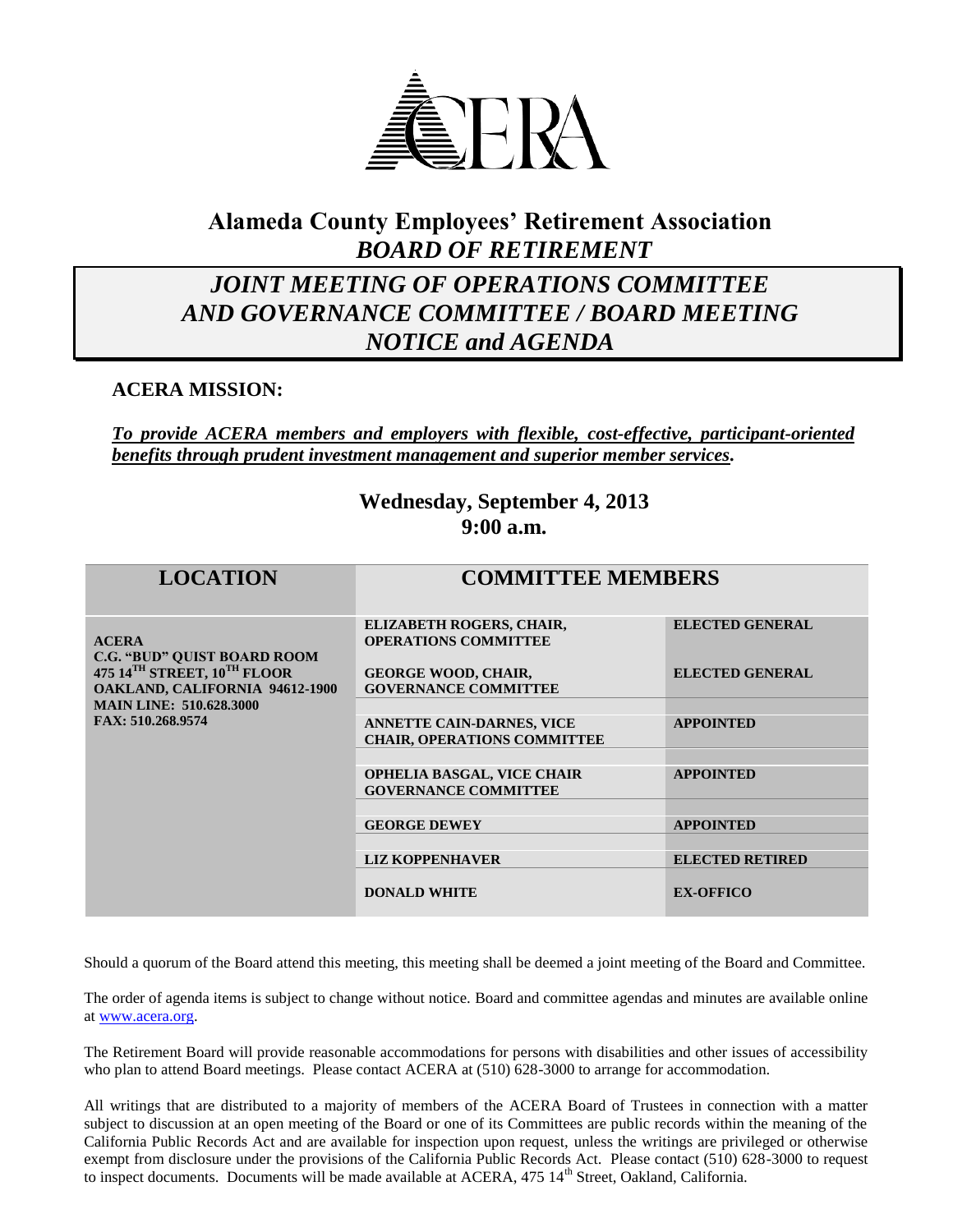# Alameda County Employees' Retirement Association

## *BOARD OF RETIREMENT*

## *JOINT MEETING OF OPERATIONS COMMITTEE AND GOVERNANCE COMMITTEE / BOARD MEETING NOTICE and AGENDA*

### ACERA MISSION:

***To provide ACERA members and employers with flexible, cost-effective, participant-oriented benefits through prudent investment management and superior member services.***

**Wednesday, September 4, 2013**
**9:00 a.m.**

| LOCATION | COMMITTEE MEMBERS | |
|---|---|---|
| **ACERA**<br>**C.G. "BUD" QUIST BOARD ROOM**<br>**475 14TH STREET, 10TH FLOOR**<br>**OAKLAND, CALIFORNIA 94612-1900**<br>**MAIN LINE: 510.628.3000**<br>**FAX: 510.268.9574** | **ELIZABETH ROGERS, CHAIR, OPERATIONS COMMITTEE** | **ELECTED GENERAL** |
| | **GEORGE WOOD, CHAIR, GOVERNANCE COMMITTEE** | **ELECTED GENERAL** |
| | **ANNETTE CAIN-DARNES, VICE CHAIR, OPERATIONS COMMITTEE** | **APPOINTED** |
| | **OPHELIA BASGAL, VICE CHAIR GOVERNANCE COMMITTEE** | **APPOINTED** |
| | **GEORGE DEWEY** | **APPOINTED** |
| | **LIZ KOPPENHAVER** | **ELECTED RETIRED** |
| | **DONALD WHITE** | **EX-OFFICO** |

Should a quorum of the Board attend this meeting, this meeting shall be deemed a joint meeting of the Board and Committee.

The order of agenda items is subject to change without notice. Board and committee agendas and minutes are available online at www.acera.org.

The Retirement Board will provide reasonable accommodations for persons with disabilities and other issues of accessibility who plan to attend Board meetings. Please contact ACERA at (510) 628-3000 to arrange for accommodation.

All writings that are distributed to a majority of members of the ACERA Board of Trustees in connection with a matter subject to discussion at an open meeting of the Board or one of its Committees are public records within the meaning of the California Public Records Act and are available for inspection upon request, unless the writings are privileged or otherwise exempt from disclosure under the provisions of the California Public Records Act. Please contact (510) 628-3000 to request to inspect documents. Documents will be made available at ACERA, 475 14th Street, Oakland, California.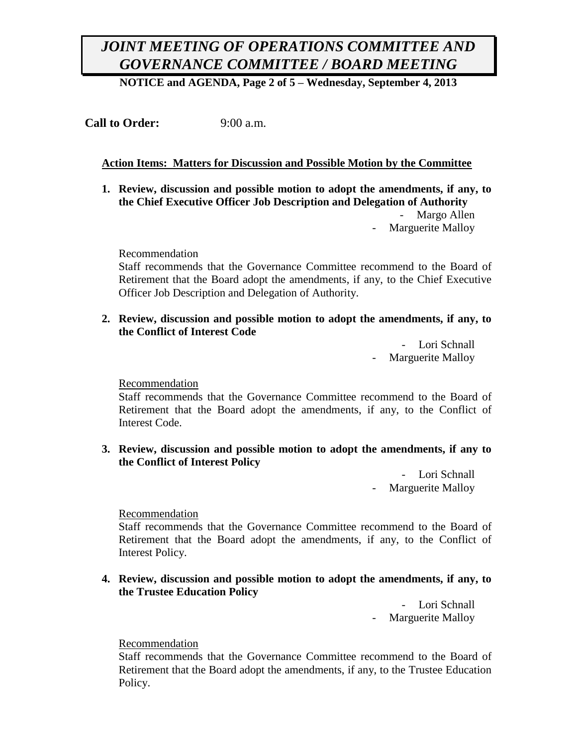# *JOINT MEETING OF OPERATIONS COMMITTEE AND GOVERNANCE COMMITTEE / BOARD MEETING*

**NOTICE and AGENDA, Page 2 of 5 – Wednesday, September 4, 2013**

**Call to Order:** 9:00 a.m.

**Action Items: Matters for Discussion and Possible Motion by the Committee**

1. **Review, discussion and possible motion to adopt the amendments, if any, to the Chief Executive Officer Job Description and Delegation of Authority**

   - Margo Allen
   - Marguerite Malloy

   Recommendation

   Staff recommends that the Governance Committee recommend to the Board of Retirement that the Board adopt the amendments, if any, to the Chief Executive Officer Job Description and Delegation of Authority.

2. **Review, discussion and possible motion to adopt the amendments, if any, to the Conflict of Interest Code**

   - Lori Schnall
   - Marguerite Malloy

   Recommendation

   Staff recommends that the Governance Committee recommend to the Board of Retirement that the Board adopt the amendments, if any, to the Conflict of Interest Code.

3. **Review, discussion and possible motion to adopt the amendments, if any to the Conflict of Interest Policy**

   - Lori Schnall
   - Marguerite Malloy

   Recommendation

   Staff recommends that the Governance Committee recommend to the Board of Retirement that the Board adopt the amendments, if any, to the Conflict of Interest Policy.

4. **Review, discussion and possible motion to adopt the amendments, if any, to the Trustee Education Policy**

   - Lori Schnall
   - Marguerite Malloy

   Recommendation

   Staff recommends that the Governance Committee recommend to the Board of Retirement that the Board adopt the amendments, if any, to the Trustee Education Policy.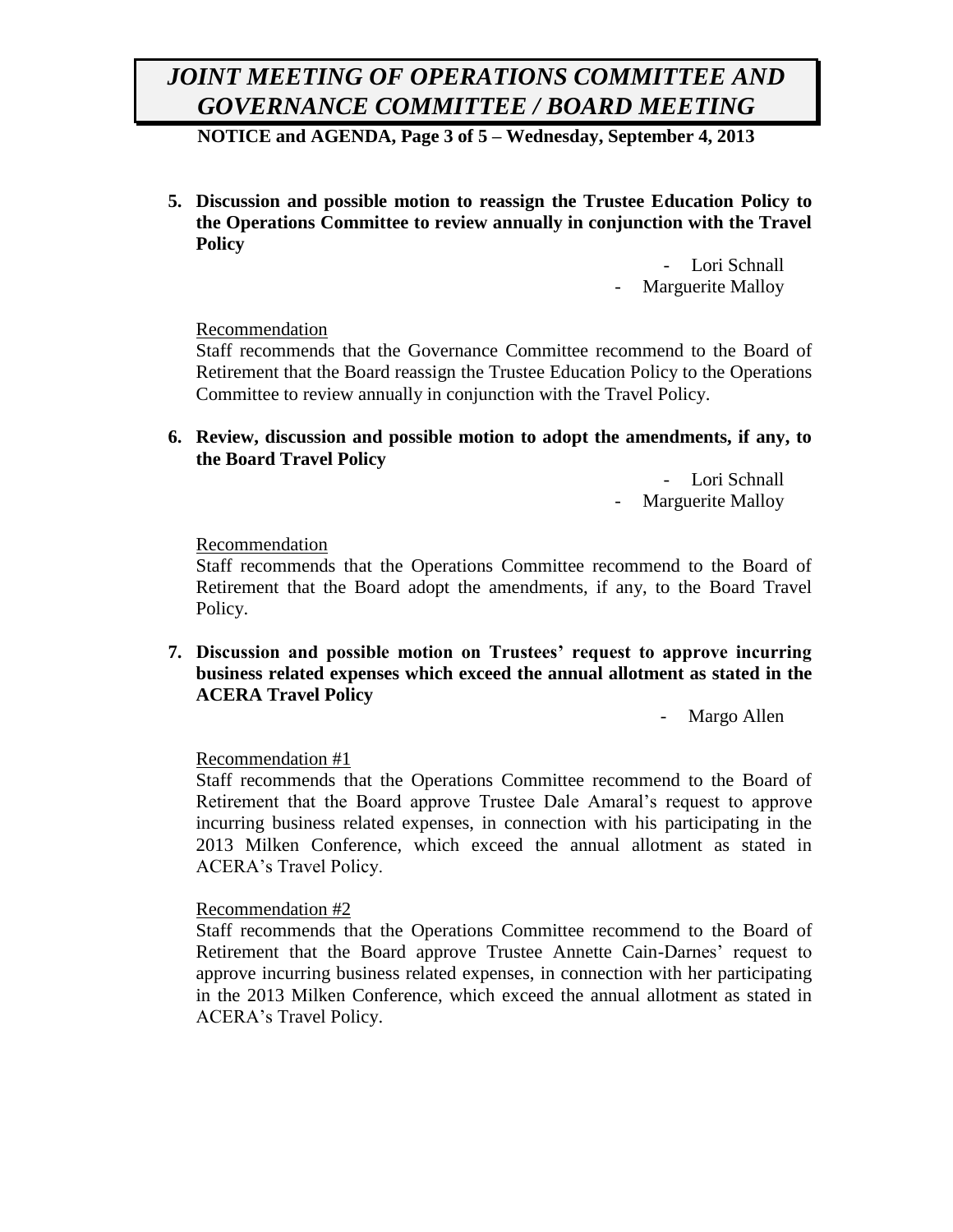**5. Discussion and possible motion to reassign the Trustee Education Policy to the Operations Committee to review annually in conjunction with the Travel Policy**

- Lori Schnall
- Marguerite Malloy

Recommendation

Staff recommends that the Governance Committee recommend to the Board of Retirement that the Board reassign the Trustee Education Policy to the Operations Committee to review annually in conjunction with the Travel Policy.

**6. Review, discussion and possible motion to adopt the amendments, if any, to the Board Travel Policy**

- Lori Schnall
- Marguerite Malloy

Recommendation

Staff recommends that the Operations Committee recommend to the Board of Retirement that the Board adopt the amendments, if any, to the Board Travel Policy.

**7. Discussion and possible motion on Trustees' request to approve incurring business related expenses which exceed the annual allotment as stated in the ACERA Travel Policy**

- Margo Allen

Recommendation #1

Staff recommends that the Operations Committee recommend to the Board of Retirement that the Board approve Trustee Dale Amaral's request to approve incurring business related expenses, in connection with his participating in the 2013 Milken Conference, which exceed the annual allotment as stated in ACERA's Travel Policy.

Recommendation #2

Staff recommends that the Operations Committee recommend to the Board of Retirement that the Board approve Trustee Annette Cain-Darnes' request to approve incurring business related expenses, in connection with her participating in the 2013 Milken Conference, which exceed the annual allotment as stated in ACERA's Travel Policy.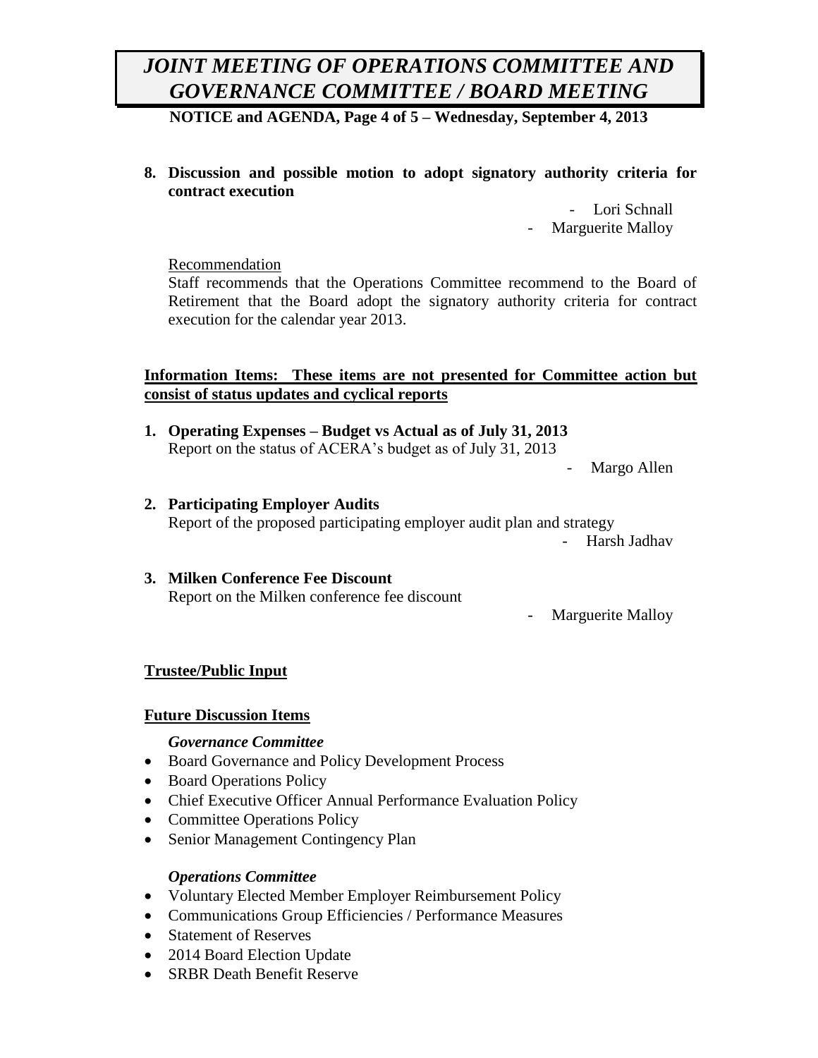**8. Discussion and possible motion to adopt signatory authority criteria for contract execution**

- Lori Schnall
- Marguerite Malloy

Recommendation

Staff recommends that the Operations Committee recommend to the Board of Retirement that the Board adopt the signatory authority criteria for contract execution for the calendar year 2013.

**Information Items: These items are not presented for Committee action but consist of status updates and cyclical reports**

**1. Operating Expenses – Budget vs Actual as of July 31, 2013**

Report on the status of ACERA's budget as of July 31, 2013

- Margo Allen

**2. Participating Employer Audits**

Report of the proposed participating employer audit plan and strategy

- Harsh Jadhav

**3. Milken Conference Fee Discount**

Report on the Milken conference fee discount

- Marguerite Malloy

**Trustee/Public Input**

**Future Discussion Items**

***Governance Committee***

- Board Governance and Policy Development Process
- Board Operations Policy
- Chief Executive Officer Annual Performance Evaluation Policy
- Committee Operations Policy
- Senior Management Contingency Plan

***Operations Committee***

- Voluntary Elected Member Employer Reimbursement Policy
- Communications Group Efficiencies / Performance Measures
- Statement of Reserves
- 2014 Board Election Update
- SRBR Death Benefit Reserve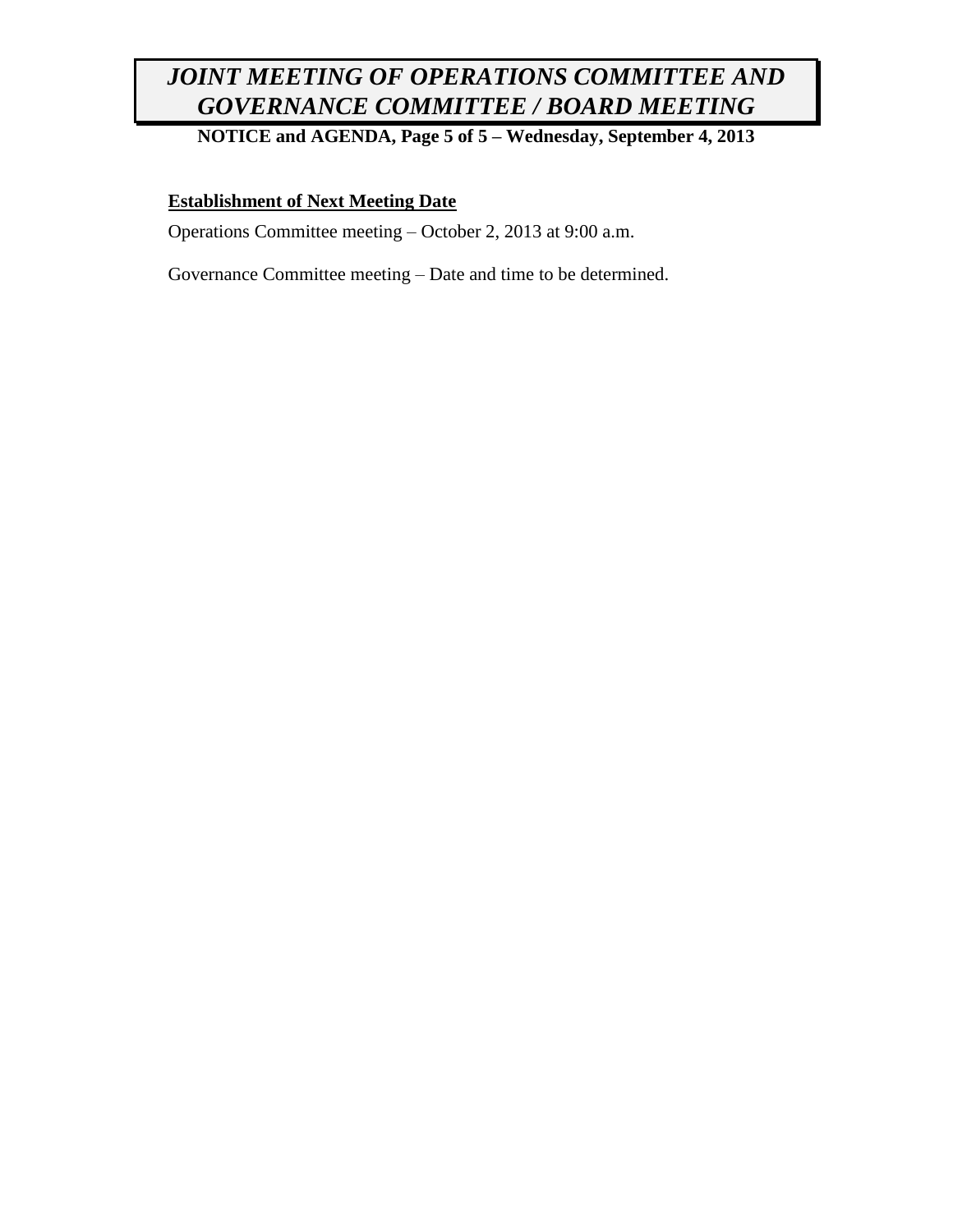**Establishment of Next Meeting Date**

Operations Committee meeting – October 2, 2013 at 9:00 a.m.

Governance Committee meeting – Date and time to be determined.